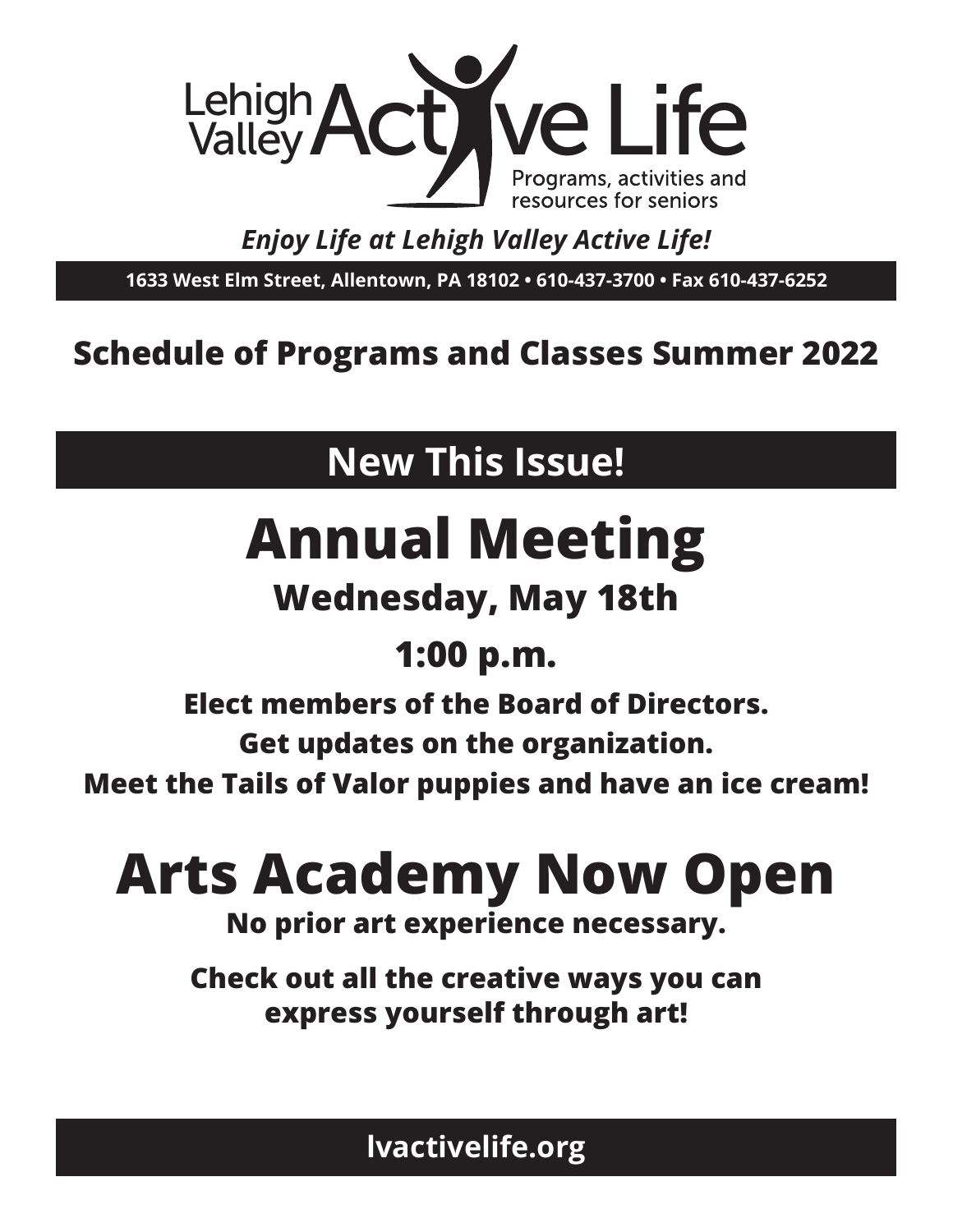# Lehigh Valley Active Life

Programs, activities and resources for seniors

*Enjoy Life at Lehigh Valley Active Life!*

**1633 West Elm Street, Allentown, PA 18102 • 610-437-3700 • Fax 610-437-6252**

## Schedule of Programs and Classes Summer 2022

## New This Issue!

# Annual Meeting

### Wednesday, May 18th

### 1:00 p.m.

**Elect members of the Board of Directors.**

**Get updates on the organization.**

**Meet the Tails of Valor puppies and have an ice cream!**

# Arts Academy Now Open

**No prior art experience necessary.**

**Check out all the creative ways you can express yourself through art!**

**lvactivelife.org**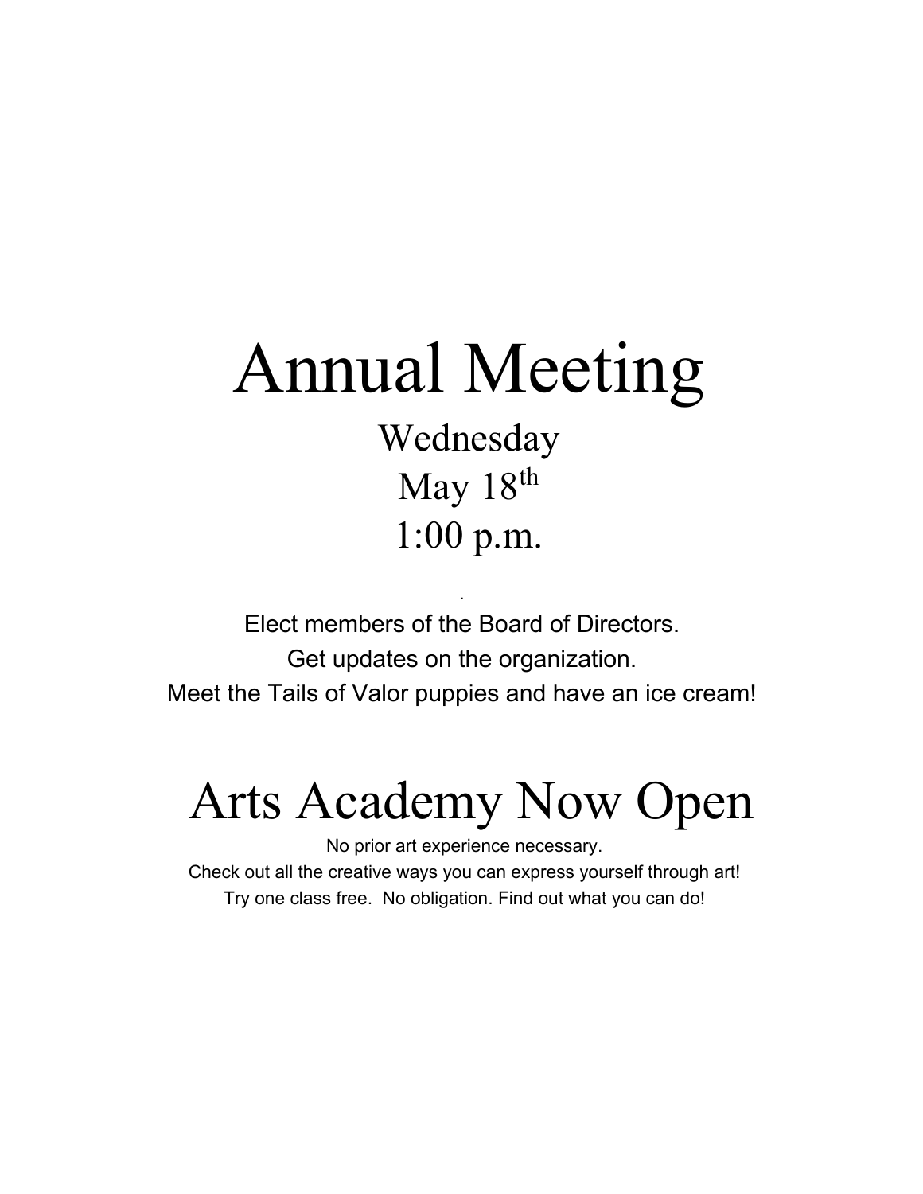# Annual Meeting

Wednesday

May 18th

1:00 p.m.

Elect members of the Board of Directors.

Get updates on the organization.

Meet the Tails of Valor puppies and have an ice cream!

# Arts Academy Now Open

No prior art experience necessary.

Check out all the creative ways you can express yourself through art!

Try one class free. No obligation. Find out what you can do!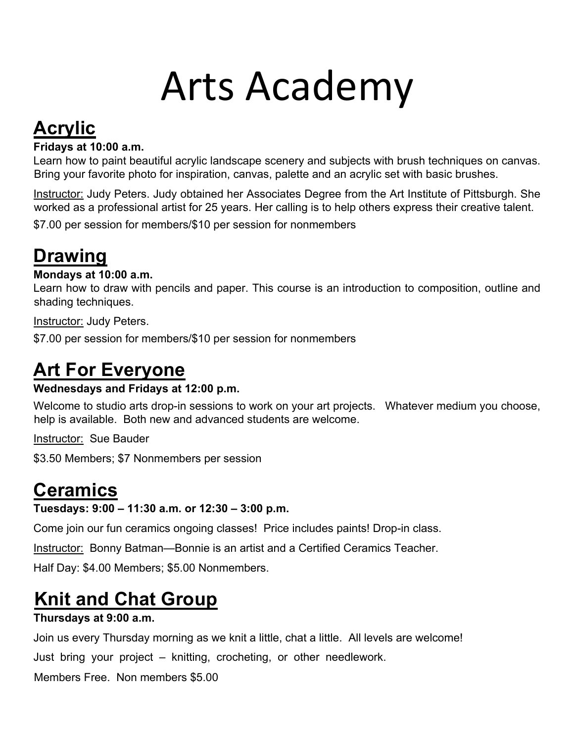# Arts Academy

## Acrylic

**Fridays at 10:00 a.m.**

Learn how to paint beautiful acrylic landscape scenery and subjects with brush techniques on canvas. Bring your favorite photo for inspiration, canvas, palette and an acrylic set with basic brushes.

Instructor: Judy Peters. Judy obtained her Associates Degree from the Art Institute of Pittsburgh. She worked as a professional artist for 25 years. Her calling is to help others express their creative talent.

$7.00 per session for members/$10 per session for nonmembers

## Drawing

**Mondays at 10:00 a.m.**

Learn how to draw with pencils and paper. This course is an introduction to composition, outline and shading techniques.

Instructor: Judy Peters.

$7.00 per session for members/$10 per session for nonmembers

## Art For Everyone

**Wednesdays and Fridays at 12:00 p.m.**

Welcome to studio arts drop-in sessions to work on your art projects. Whatever medium you choose, help is available. Both new and advanced students are welcome.

Instructor: Sue Bauder

$3.50 Members; $7 Nonmembers per session

## Ceramics

**Tuesdays: 9:00 – 11:30 a.m. or 12:30 – 3:00 p.m.**

Come join our fun ceramics ongoing classes! Price includes paints! Drop-in class.

Instructor: Bonny Batman—Bonnie is an artist and a Certified Ceramics Teacher.

Half Day: $4.00 Members; $5.00 Nonmembers.

## Knit and Chat Group

**Thursdays at 9:00 a.m.**

Join us every Thursday morning as we knit a little, chat a little. All levels are welcome!

Just bring your project – knitting, crocheting, or other needlework.

Members Free. Non members $5.00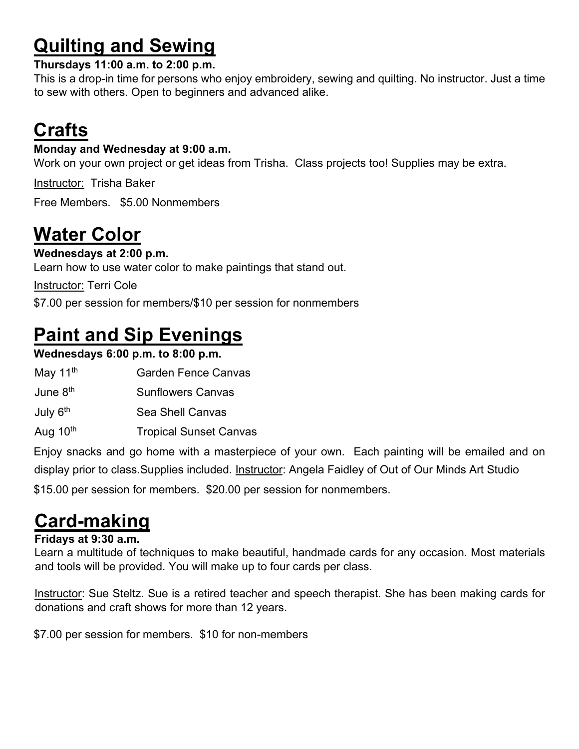## Quilting and Sewing

**Thursdays 11:00 a.m. to 2:00 p.m.**

This is a drop-in time for persons who enjoy embroidery, sewing and quilting. No instructor. Just a time to sew with others. Open to beginners and advanced alike.

## Crafts

**Monday and Wednesday at 9:00 a.m.**

Work on your own project or get ideas from Trisha. Class projects too! Supplies may be extra.

Instructor: Trisha Baker

Free Members. $5.00 Nonmembers

## Water Color

**Wednesdays at 2:00 p.m.**

Learn how to use water color to make paintings that stand out.

Instructor: Terri Cole

$7.00 per session for members/$10 per session for nonmembers

## Paint and Sip Evenings

**Wednesdays 6:00 p.m. to 8:00 p.m.**

| | |
|---|---|
| May 11th | Garden Fence Canvas |
| June 8th | Sunflowers Canvas |
| July 6th | Sea Shell Canvas |
| Aug 10th | Tropical Sunset Canvas |

Enjoy snacks and go home with a masterpiece of your own. Each painting will be emailed and on display prior to class.Supplies included. Instructor: Angela Faidley of Out of Our Minds Art Studio

$15.00 per session for members. $20.00 per session for nonmembers.

## Card-making

**Fridays at 9:30 a.m.**

Learn a multitude of techniques to make beautiful, handmade cards for any occasion. Most materials and tools will be provided. You will make up to four cards per class.

Instructor: Sue Steltz. Sue is a retired teacher and speech therapist. She has been making cards for donations and craft shows for more than 12 years.

$7.00 per session for members. $10 for non-members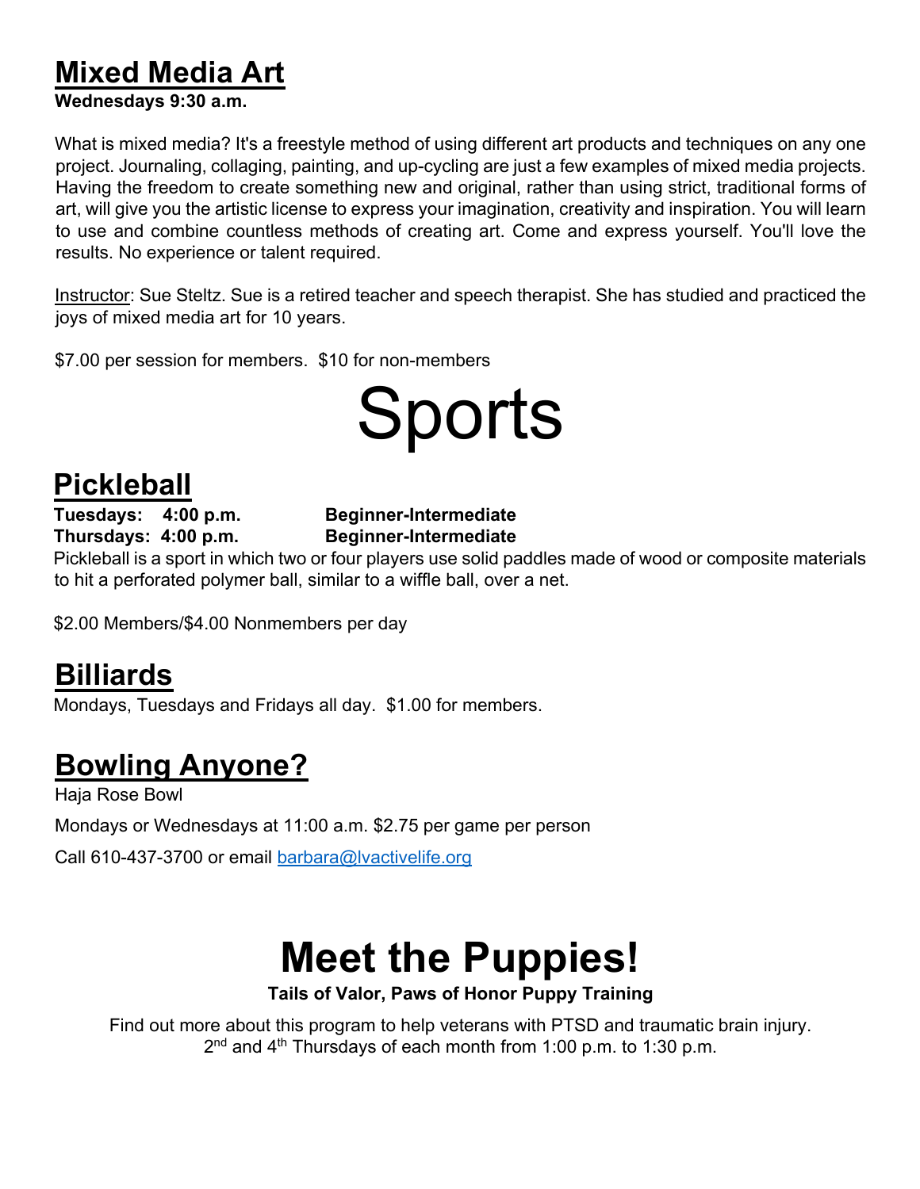## Mixed Media Art

**Wednesdays 9:30 a.m.**

What is mixed media? It's a freestyle method of using different art products and techniques on any one project. Journaling, collaging, painting, and up-cycling are just a few examples of mixed media projects. Having the freedom to create something new and original, rather than using strict, traditional forms of art, will give you the artistic license to express your imagination, creativity and inspiration. You will learn to use and combine countless methods of creating art. Come and express yourself. You'll love the results. No experience or talent required.

Instructor: Sue Steltz. Sue is a retired teacher and speech therapist. She has studied and practiced the joys of mixed media art for 10 years.

$7.00 per session for members. $10 for non-members

# Sports

## Pickleball

**Tuesdays: 4:00 p.m. Beginner-Intermediate**
**Thursdays: 4:00 p.m. Beginner-Intermediate**

Pickleball is a sport in which two or four players use solid paddles made of wood or composite materials to hit a perforated polymer ball, similar to a wiffle ball, over a net.

$2.00 Members/$4.00 Nonmembers per day

## Billiards

Mondays, Tuesdays and Fridays all day. $1.00 for members.

## Bowling Anyone?

Haja Rose Bowl

Mondays or Wednesdays at 11:00 a.m. $2.75 per game per person

Call 610-437-3700 or email barbara@lvactivelife.org

# Meet the Puppies!

**Tails of Valor, Paws of Honor Puppy Training**

Find out more about this program to help veterans with PTSD and traumatic brain injury. 2nd and 4th Thursdays of each month from 1:00 p.m. to 1:30 p.m.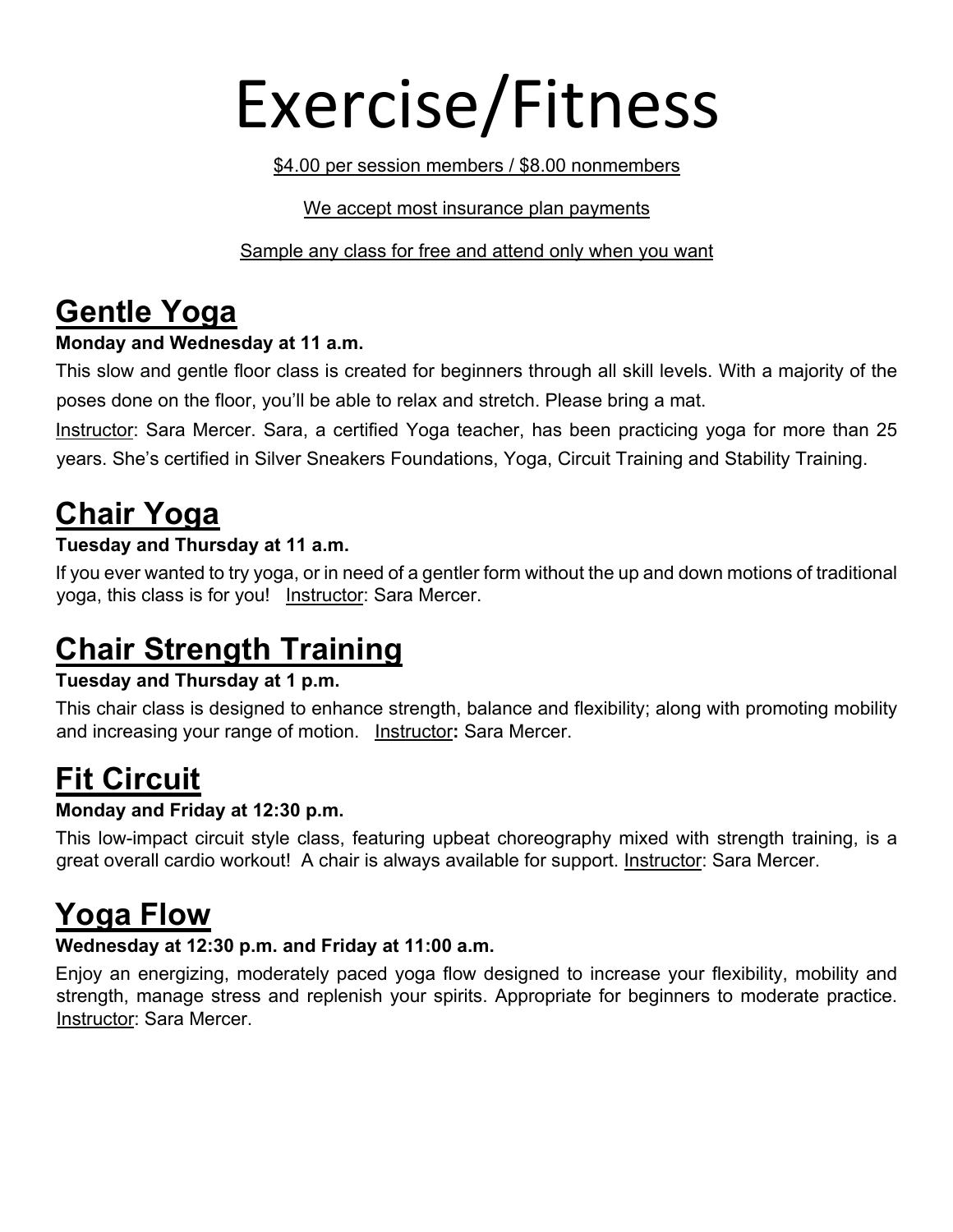# Exercise/Fitness

$4.00 per session members / $8.00 nonmembers

We accept most insurance plan payments

Sample any class for free and attend only when you want

## Gentle Yoga

**Monday and Wednesday at 11 a.m.**

This slow and gentle floor class is created for beginners through all skill levels. With a majority of the poses done on the floor, you'll be able to relax and stretch. Please bring a mat.

Instructor: Sara Mercer. Sara, a certified Yoga teacher, has been practicing yoga for more than 25 years. She's certified in Silver Sneakers Foundations, Yoga, Circuit Training and Stability Training.

## Chair Yoga

**Tuesday and Thursday at 11 a.m.**

If you ever wanted to try yoga, or in need of a gentler form without the up and down motions of traditional yoga, this class is for you! Instructor: Sara Mercer.

## Chair Strength Training

**Tuesday and Thursday at 1 p.m.**

This chair class is designed to enhance strength, balance and flexibility; along with promoting mobility and increasing your range of motion. Instructor**:** Sara Mercer.

## Fit Circuit

**Monday and Friday at 12:30 p.m.**

This low-impact circuit style class, featuring upbeat choreography mixed with strength training, is a great overall cardio workout! A chair is always available for support. Instructor: Sara Mercer.

## Yoga Flow

**Wednesday at 12:30 p.m. and Friday at 11:00 a.m.**

Enjoy an energizing, moderately paced yoga flow designed to increase your flexibility, mobility and strength, manage stress and replenish your spirits. Appropriate for beginners to moderate practice. Instructor: Sara Mercer.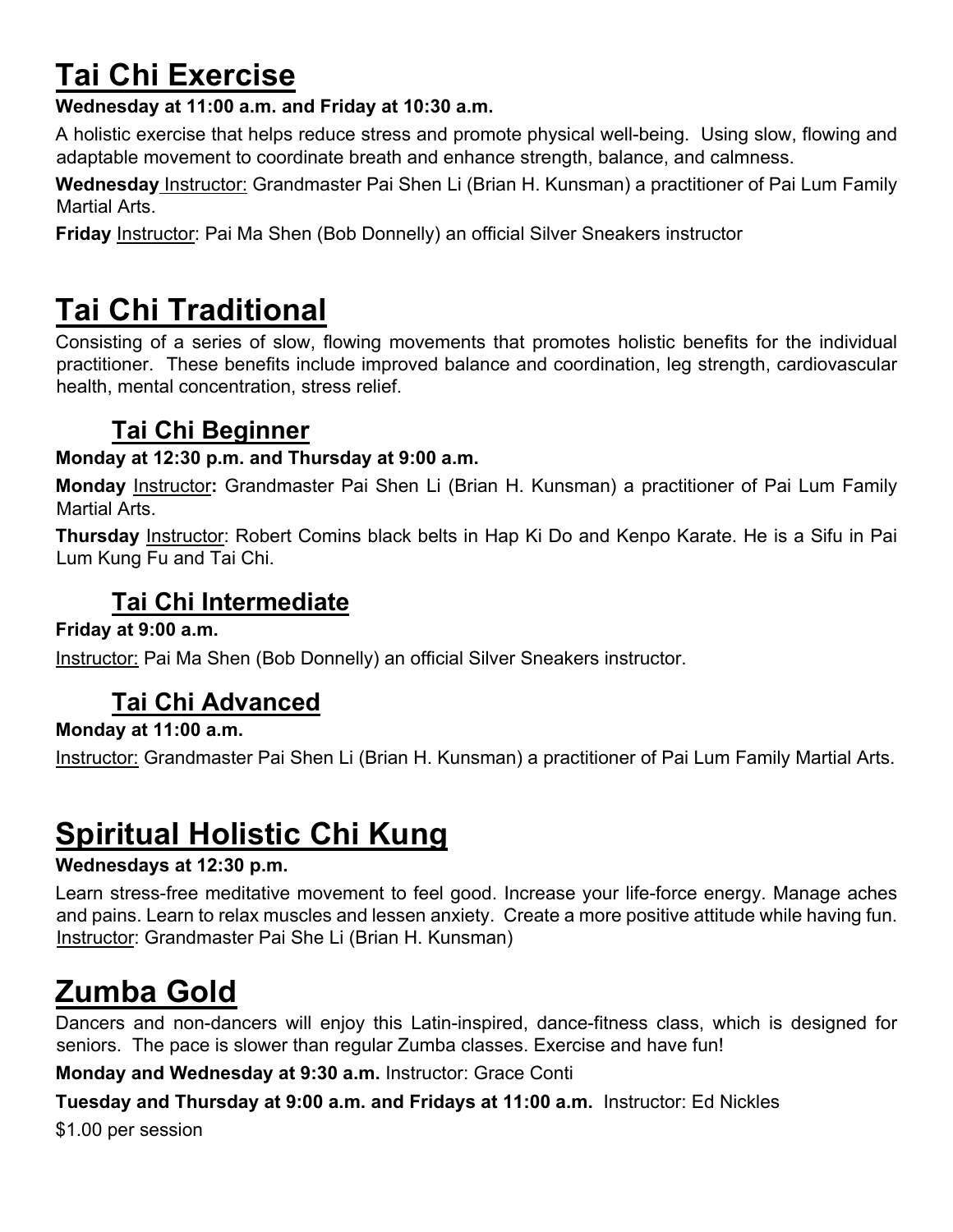# Tai Chi Exercise

**Wednesday at 11:00 a.m. and Friday at 10:30 a.m.**

A holistic exercise that helps reduce stress and promote physical well-being. Using slow, flowing and adaptable movement to coordinate breath and enhance strength, balance, and calmness.

**Wednesday** Instructor: Grandmaster Pai Shen Li (Brian H. Kunsman) a practitioner of Pai Lum Family Martial Arts.

**Friday** Instructor: Pai Ma Shen (Bob Donnelly) an official Silver Sneakers instructor

# Tai Chi Traditional

Consisting of a series of slow, flowing movements that promotes holistic benefits for the individual practitioner. These benefits include improved balance and coordination, leg strength, cardiovascular health, mental concentration, stress relief.

## Tai Chi Beginner

**Monday at 12:30 p.m. and Thursday at 9:00 a.m.**

**Monday** Instructor**:** Grandmaster Pai Shen Li (Brian H. Kunsman) a practitioner of Pai Lum Family Martial Arts.

**Thursday** Instructor: Robert Comins black belts in Hap Ki Do and Kenpo Karate. He is a Sifu in Pai Lum Kung Fu and Tai Chi.

## Tai Chi Intermediate

**Friday at 9:00 a.m.**

Instructor: Pai Ma Shen (Bob Donnelly) an official Silver Sneakers instructor.

## Tai Chi Advanced

**Monday at 11:00 a.m.**

Instructor: Grandmaster Pai Shen Li (Brian H. Kunsman) a practitioner of Pai Lum Family Martial Arts.

# Spiritual Holistic Chi Kung

**Wednesdays at 12:30 p.m.**

Learn stress-free meditative movement to feel good. Increase your life-force energy. Manage aches and pains. Learn to relax muscles and lessen anxiety. Create a more positive attitude while having fun. Instructor: Grandmaster Pai She Li (Brian H. Kunsman)

# Zumba Gold

Dancers and non-dancers will enjoy this Latin-inspired, dance-fitness class, which is designed for seniors. The pace is slower than regular Zumba classes. Exercise and have fun!

**Monday and Wednesday at 9:30 a.m.** Instructor: Grace Conti

**Tuesday and Thursday at 9:00 a.m. and Fridays at 11:00 a.m.** Instructor: Ed Nickles

$1.00 per session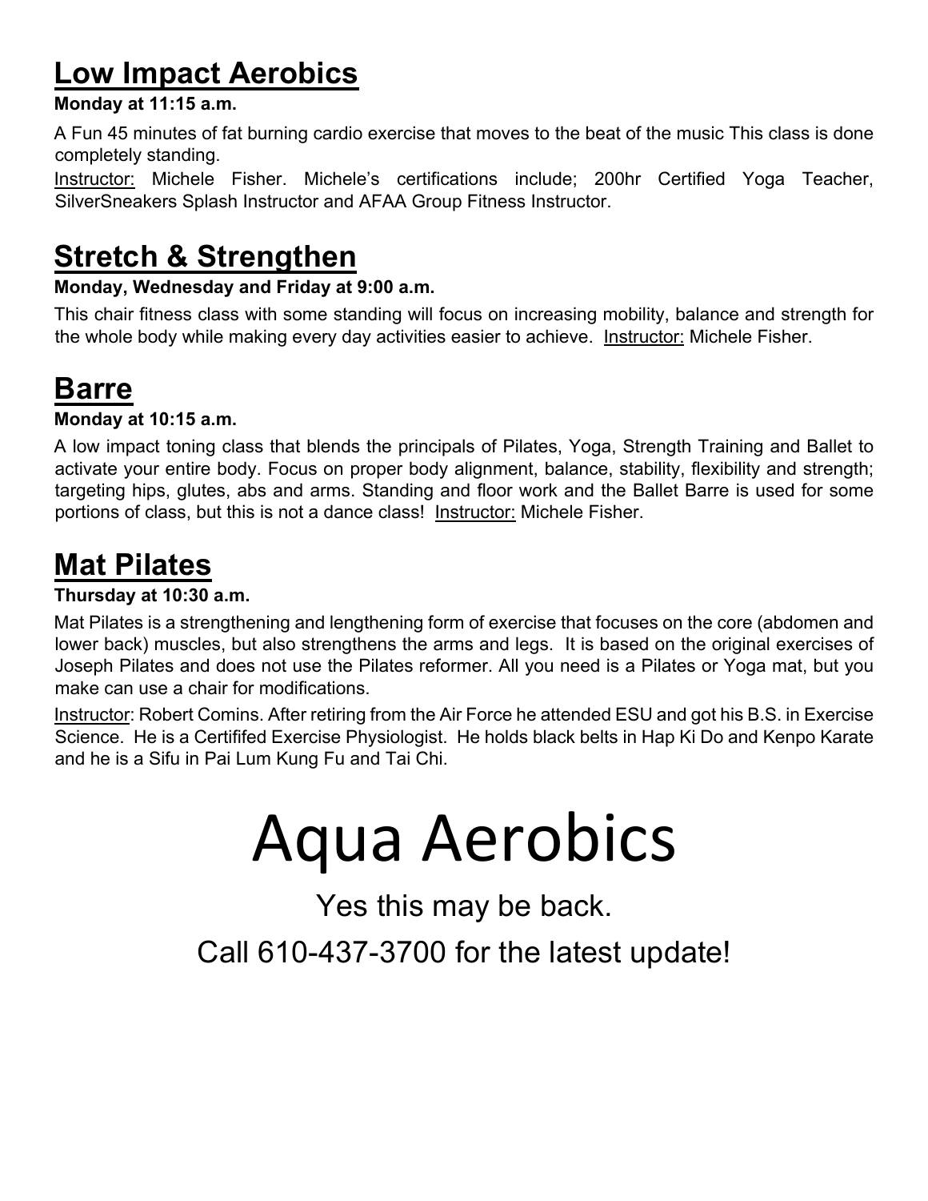## Low Impact Aerobics

**Monday at 11:15 a.m.**

A Fun 45 minutes of fat burning cardio exercise that moves to the beat of the music This class is done completely standing.

Instructor: Michele Fisher. Michele's certifications include; 200hr Certified Yoga Teacher, SilverSneakers Splash Instructor and AFAA Group Fitness Instructor.

## Stretch & Strengthen

**Monday, Wednesday and Friday at 9:00 a.m.**

This chair fitness class with some standing will focus on increasing mobility, balance and strength for the whole body while making every day activities easier to achieve. Instructor: Michele Fisher.

## Barre

**Monday at 10:15 a.m.**

A low impact toning class that blends the principals of Pilates, Yoga, Strength Training and Ballet to activate your entire body. Focus on proper body alignment, balance, stability, flexibility and strength; targeting hips, glutes, abs and arms. Standing and floor work and the Ballet Barre is used for some portions of class, but this is not a dance class! Instructor: Michele Fisher.

## Mat Pilates

**Thursday at 10:30 a.m.**

Mat Pilates is a strengthening and lengthening form of exercise that focuses on the core (abdomen and lower back) muscles, but also strengthens the arms and legs. It is based on the original exercises of Joseph Pilates and does not use the Pilates reformer. All you need is a Pilates or Yoga mat, but you make can use a chair for modifications.

Instructor: Robert Comins. After retiring from the Air Force he attended ESU and got his B.S. in Exercise Science. He is a Certififed Exercise Physiologist. He holds black belts in Hap Ki Do and Kenpo Karate and he is a Sifu in Pai Lum Kung Fu and Tai Chi.

# Aqua Aerobics

Yes this may be back.

Call 610-437-3700 for the latest update!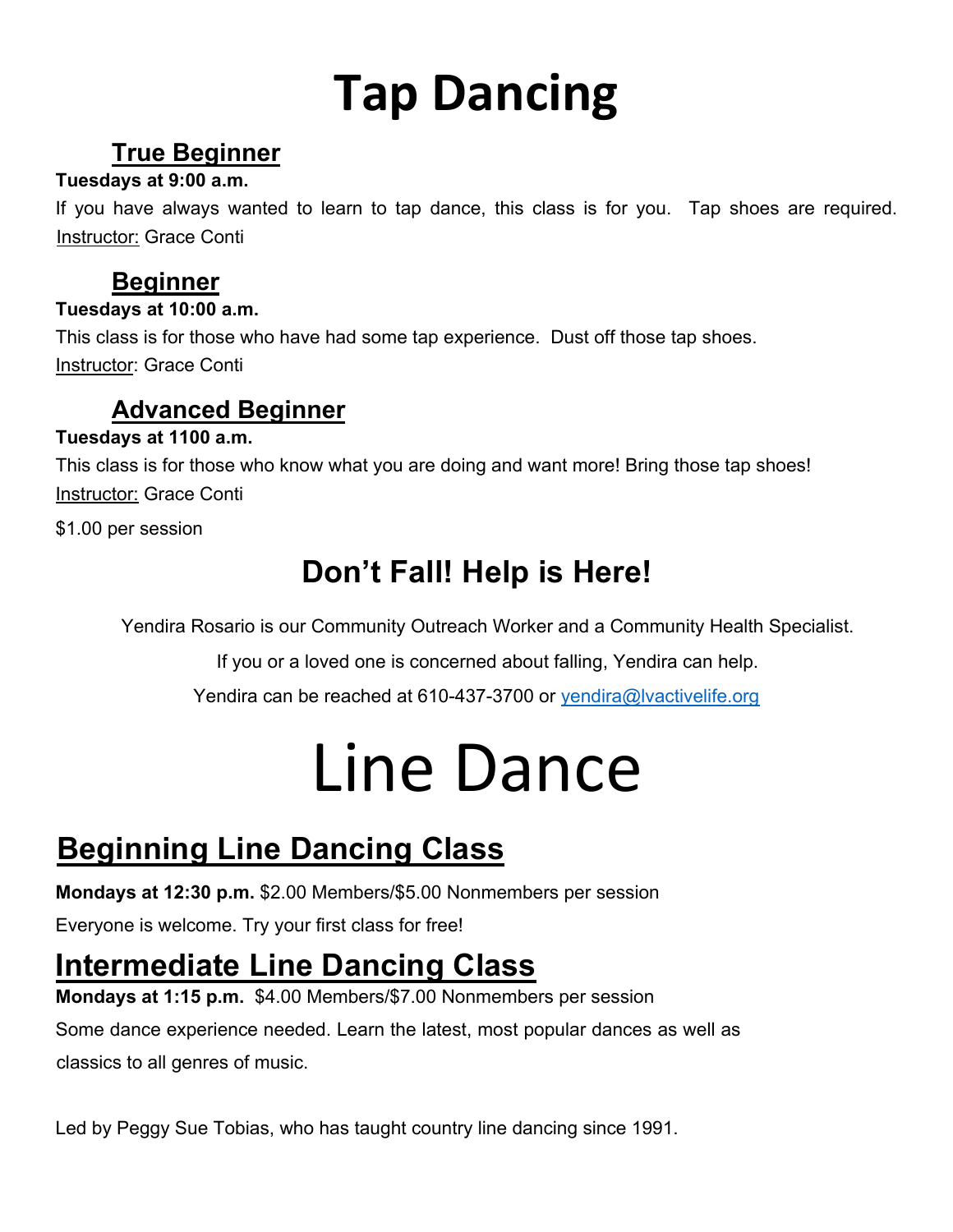# Tap Dancing

## True Beginner

**Tuesdays at 9:00 a.m.**

If you have always wanted to learn to tap dance, this class is for you. Tap shoes are required.

Instructor: Grace Conti

## Beginner

**Tuesdays at 10:00 a.m.**

This class is for those who have had some tap experience. Dust off those tap shoes.

Instructor: Grace Conti

## Advanced Beginner

**Tuesdays at 1100 a.m.**

This class is for those who know what you are doing and want more! Bring those tap shoes!

Instructor: Grace Conti

$1.00 per session

# Don't Fall! Help is Here!

Yendira Rosario is our Community Outreach Worker and a Community Health Specialist.

If you or a loved one is concerned about falling, Yendira can help.

Yendira can be reached at 610-437-3700 or yendira@lvactivelife.org

# Line Dance

## Beginning Line Dancing Class

**Mondays at 12:30 p.m.** $2.00 Members/$5.00 Nonmembers per session

Everyone is welcome. Try your first class for free!

## Intermediate Line Dancing Class

**Mondays at 1:15 p.m.** $4.00 Members/$7.00 Nonmembers per session

Some dance experience needed. Learn the latest, most popular dances as well as classics to all genres of music.

Led by Peggy Sue Tobias, who has taught country line dancing since 1991.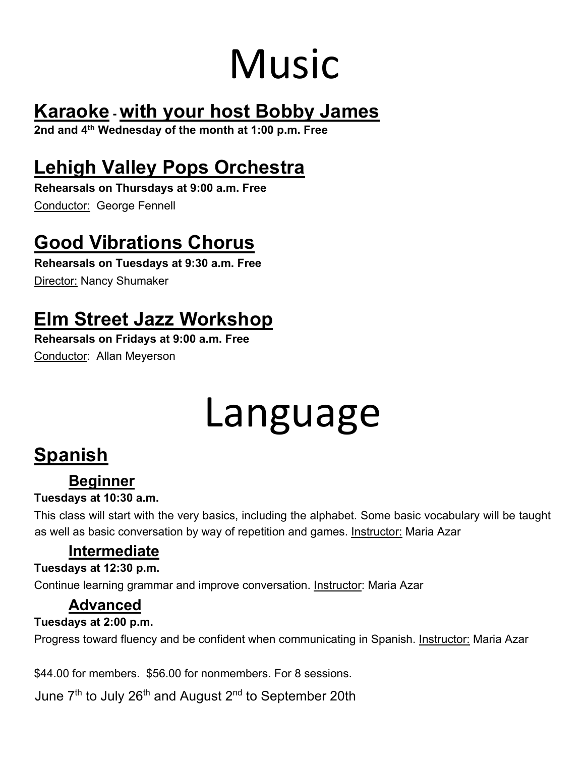# Music

## Karaoke - with your host Bobby James

**2nd and 4th Wednesday of the month at 1:00 p.m. Free**

## Lehigh Valley Pops Orchestra

**Rehearsals on Thursdays at 9:00 a.m. Free**

Conductor: George Fennell

## Good Vibrations Chorus

**Rehearsals on Tuesdays at 9:30 a.m. Free**

Director: Nancy Shumaker

## Elm Street Jazz Workshop

**Rehearsals on Fridays at 9:00 a.m. Free**

Conductor: Allan Meyerson

# Language

## Spanish

### Beginner

**Tuesdays at 10:30 a.m.**

This class will start with the very basics, including the alphabet. Some basic vocabulary will be taught as well as basic conversation by way of repetition and games. Instructor: Maria Azar

### Intermediate

**Tuesdays at 12:30 p.m.**

Continue learning grammar and improve conversation. Instructor: Maria Azar

### Advanced

**Tuesdays at 2:00 p.m.**

Progress toward fluency and be confident when communicating in Spanish. Instructor: Maria Azar

$44.00 for members. $56.00 for nonmembers. For 8 sessions.

June 7th to July 26th and August 2nd to September 20th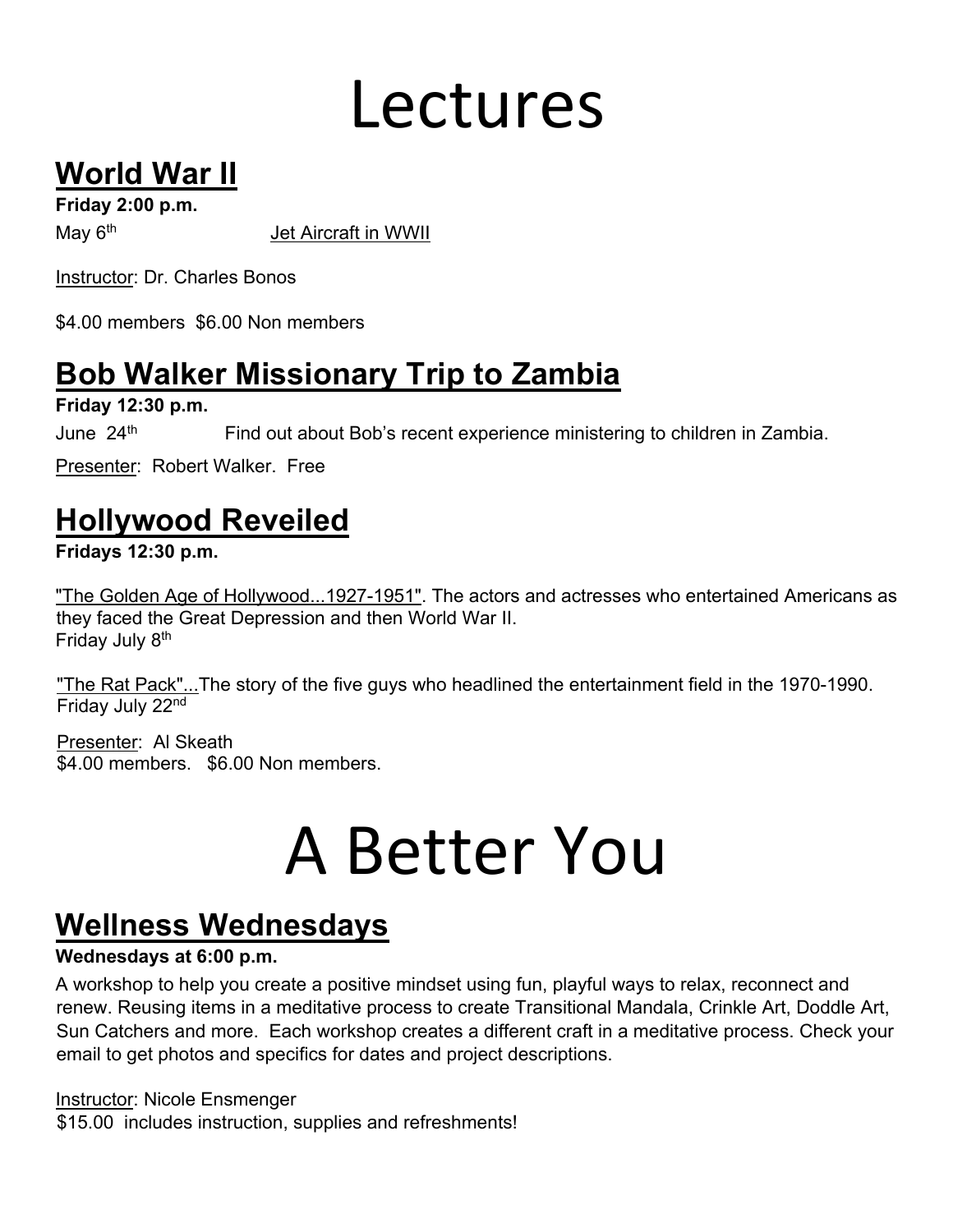# Lectures

## World War II

**Friday 2:00 p.m.**

May 6th Jet Aircraft in WWII

Instructor: Dr. Charles Bonos

$4.00 members $6.00 Non members

## Bob Walker Missionary Trip to Zambia

**Friday 12:30 p.m.**

June 24th Find out about Bob's recent experience ministering to children in Zambia.

Presenter: Robert Walker. Free

## Hollywood Reveiled

**Fridays 12:30 p.m.**

"The Golden Age of Hollywood...1927-1951". The actors and actresses who entertained Americans as they faced the Great Depression and then World War II.
Friday July 8th

"The Rat Pack"...The story of the five guys who headlined the entertainment field in the 1970-1990.
Friday July 22nd

Presenter: Al Skeath
$4.00 members. $6.00 Non members.

# A Better You

## Wellness Wednesdays

**Wednesdays at 6:00 p.m.**

A workshop to help you create a positive mindset using fun, playful ways to relax, reconnect and renew. Reusing items in a meditative process to create Transitional Mandala, Crinkle Art, Doddle Art, Sun Catchers and more. Each workshop creates a different craft in a meditative process. Check your email to get photos and specifics for dates and project descriptions.

Instructor: Nicole Ensmenger
$15.00 includes instruction, supplies and refreshments!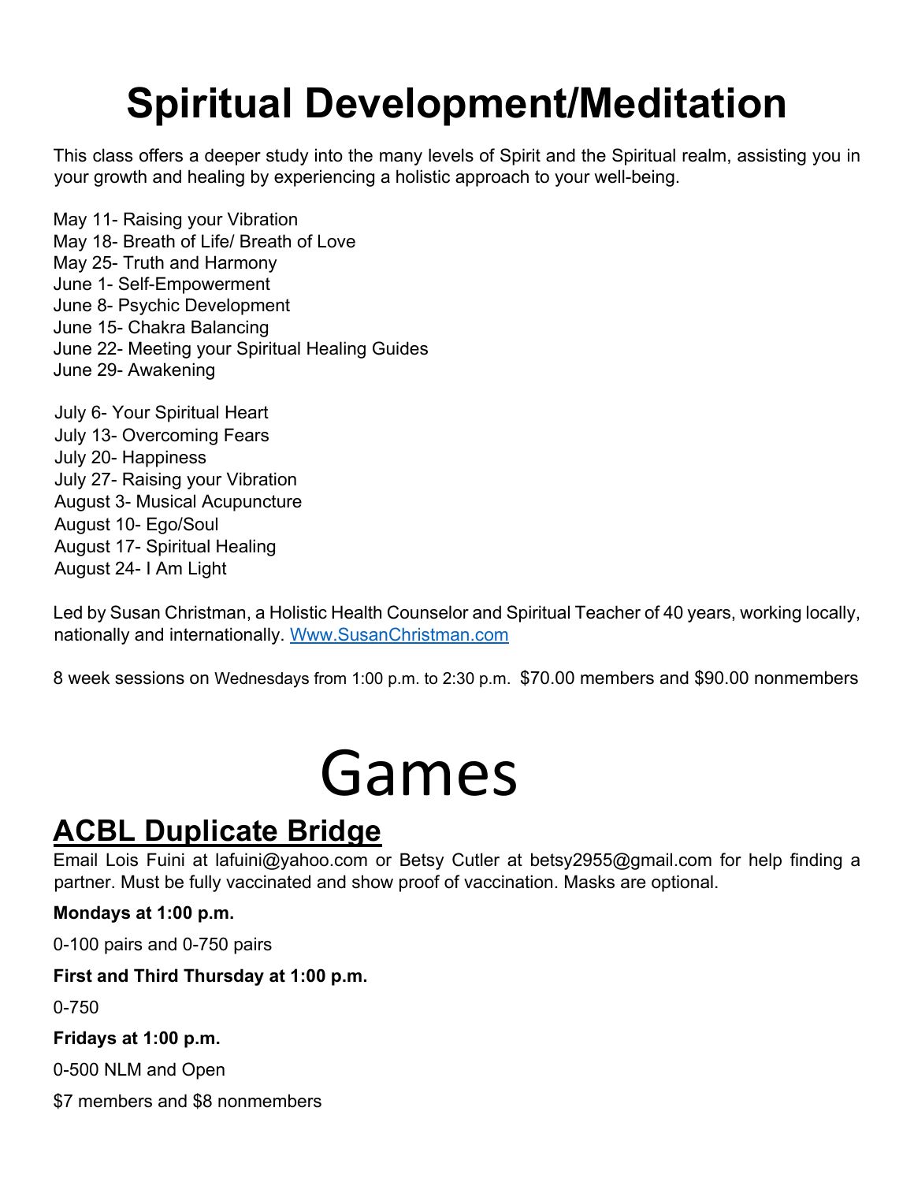# Spiritual Development/Meditation

This class offers a deeper study into the many levels of Spirit and the Spiritual realm, assisting you in your growth and healing by experiencing a holistic approach to your well-being.

May 11- Raising your Vibration
May 18- Breath of Life/ Breath of Love
May 25- Truth and Harmony
June 1- Self-Empowerment
June 8- Psychic Development
June 15- Chakra Balancing
June 22- Meeting your Spiritual Healing Guides
June 29- Awakening

July 6- Your Spiritual Heart
July 13- Overcoming Fears
July 20- Happiness
July 27- Raising your Vibration
August 3- Musical Acupuncture
August 10- Ego/Soul
August 17- Spiritual Healing
August 24- I Am Light

Led by Susan Christman, a Holistic Health Counselor and Spiritual Teacher of 40 years, working locally, nationally and internationally. Www.SusanChristman.com

8 week sessions on Wednesdays from 1:00 p.m. to 2:30 p.m. $70.00 members and $90.00 nonmembers

# Games

## ACBL Duplicate Bridge

Email Lois Fuini at lafuini@yahoo.com or Betsy Cutler at betsy2955@gmail.com for help finding a partner. Must be fully vaccinated and show proof of vaccination. Masks are optional.

**Mondays at 1:00 p.m.**

0-100 pairs and 0-750 pairs

**First and Third Thursday at 1:00 p.m.**

0-750

**Fridays at 1:00 p.m.**

0-500 NLM and Open

$7 members and $8 nonmembers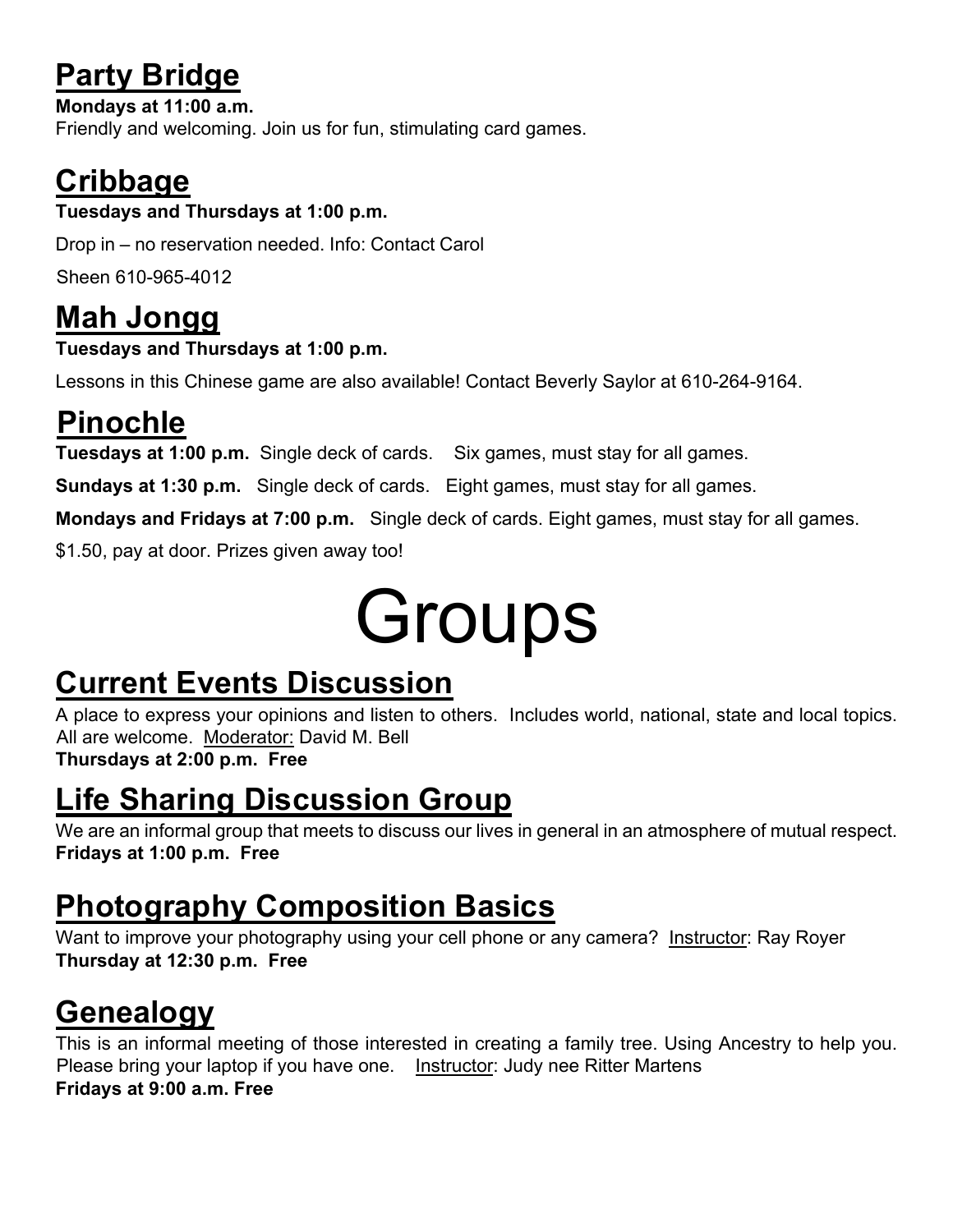## Party Bridge

**Mondays at 11:00 a.m.**

Friendly and welcoming. Join us for fun, stimulating card games.

## Cribbage

**Tuesdays and Thursdays at 1:00 p.m.**

Drop in – no reservation needed. Info: Contact Carol Sheen 610-965-4012

## Mah Jongg

**Tuesdays and Thursdays at 1:00 p.m.**

Lessons in this Chinese game are also available! Contact Beverly Saylor at 610-264-9164.

## Pinochle

**Tuesdays at 1:00 p.m.** Single deck of cards. Six games, must stay for all games.

**Sundays at 1:30 p.m.** Single deck of cards. Eight games, must stay for all games.

**Mondays and Fridays at 7:00 p.m.** Single deck of cards. Eight games, must stay for all games.

$1.50, pay at door. Prizes given away too!

# Groups

## Current Events Discussion

A place to express your opinions and listen to others. Includes world, national, state and local topics. All are welcome. Moderator: David M. Bell

**Thursdays at 2:00 p.m. Free**

## Life Sharing Discussion Group

We are an informal group that meets to discuss our lives in general in an atmosphere of mutual respect.

**Fridays at 1:00 p.m. Free**

## Photography Composition Basics

Want to improve your photography using your cell phone or any camera? Instructor: Ray Royer

**Thursday at 12:30 p.m. Free**

## Genealogy

This is an informal meeting of those interested in creating a family tree. Using Ancestry to help you. Please bring your laptop if you have one. Instructor: Judy nee Ritter Martens

**Fridays at 9:00 a.m. Free**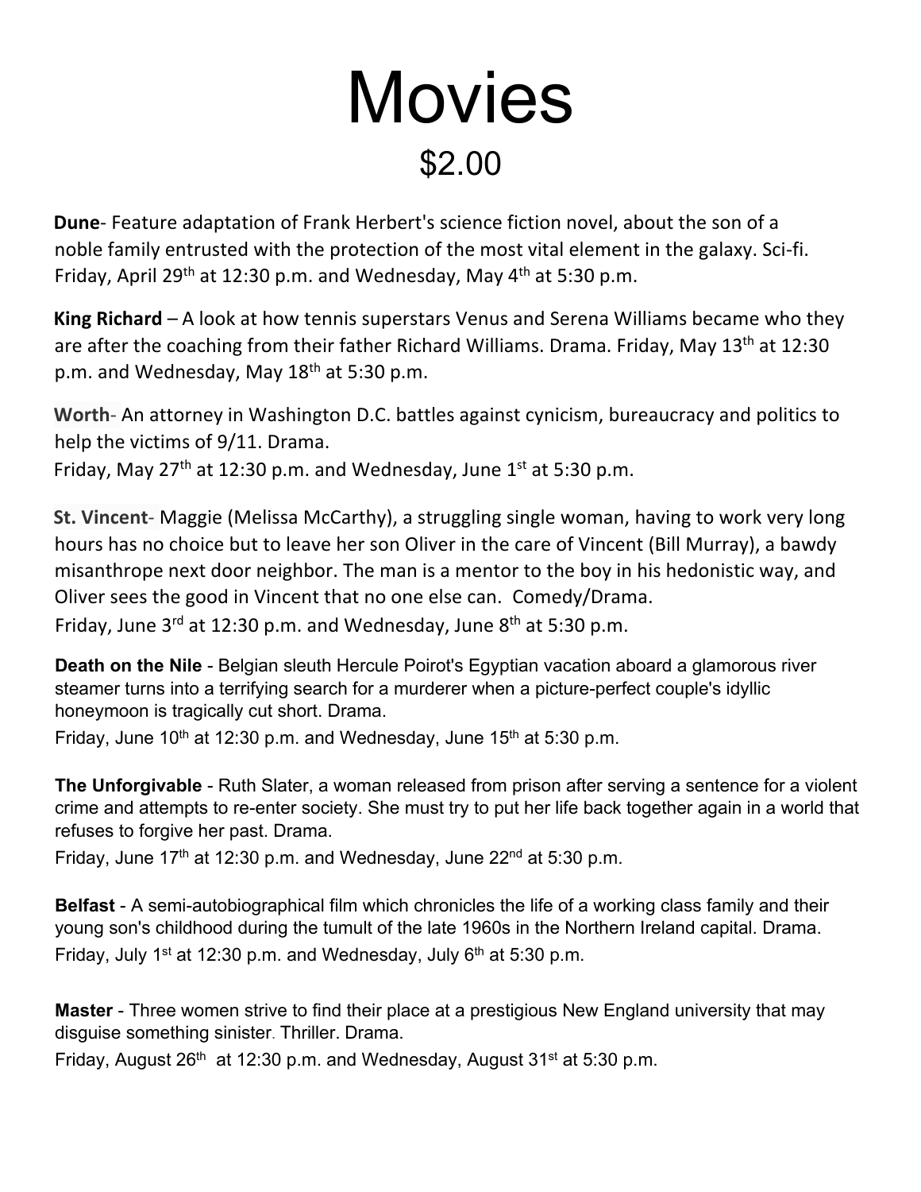# Movies

## $2.00

**Dune**- Feature adaptation of Frank Herbert's science fiction novel, about the son of a noble family entrusted with the protection of the most vital element in the galaxy. Sci-fi. Friday, April 29th at 12:30 p.m. and Wednesday, May 4th at 5:30 p.m.

**King Richard** – A look at how tennis superstars Venus and Serena Williams became who they are after the coaching from their father Richard Williams. Drama. Friday, May 13th at 12:30 p.m. and Wednesday, May 18th at 5:30 p.m.

**Worth**- An attorney in Washington D.C. battles against cynicism, bureaucracy and politics to help the victims of 9/11. Drama.
Friday, May 27th at 12:30 p.m. and Wednesday, June 1st at 5:30 p.m.

**St. Vincent**- Maggie (Melissa McCarthy), a struggling single woman, having to work very long hours has no choice but to leave her son Oliver in the care of Vincent (Bill Murray), a bawdy misanthrope next door neighbor. The man is a mentor to the boy in his hedonistic way, and Oliver sees the good in Vincent that no one else can. Comedy/Drama.
Friday, June 3rd at 12:30 p.m. and Wednesday, June 8th at 5:30 p.m.

**Death on the Nile** - Belgian sleuth Hercule Poirot's Egyptian vacation aboard a glamorous river steamer turns into a terrifying search for a murderer when a picture-perfect couple's idyllic honeymoon is tragically cut short. Drama.
Friday, June 10th at 12:30 p.m. and Wednesday, June 15th at 5:30 p.m.

**The Unforgivable** - Ruth Slater, a woman released from prison after serving a sentence for a violent crime and attempts to re-enter society. She must try to put her life back together again in a world that refuses to forgive her past. Drama.
Friday, June 17th at 12:30 p.m. and Wednesday, June 22nd at 5:30 p.m.

**Belfast** - A semi-autobiographical film which chronicles the life of a working class family and their young son's childhood during the tumult of the late 1960s in the Northern Ireland capital. Drama.
Friday, July 1st at 12:30 p.m. and Wednesday, July 6th at 5:30 p.m.

**Master** - Three women strive to find their place at a prestigious New England university that may disguise something sinister. Thriller. Drama.
Friday, August 26th at 12:30 p.m. and Wednesday, August 31st at 5:30 p.m.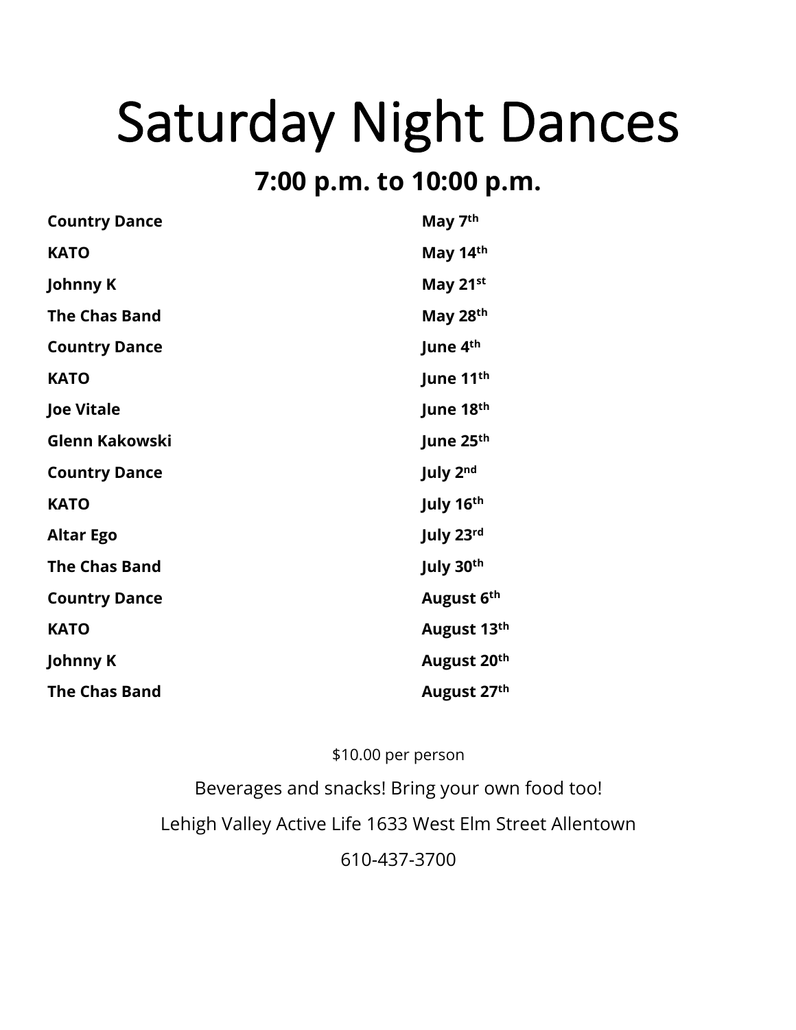# Saturday Night Dances

## 7:00 p.m. to 10:00 p.m.

| | |
|---|---|
| **Country Dance** | **May 7th** |
| **KATO** | **May 14th** |
| **Johnny K** | **May 21st** |
| **The Chas Band** | **May 28th** |
| **Country Dance** | **June 4th** |
| **KATO** | **June 11th** |
| **Joe Vitale** | **June 18th** |
| **Glenn Kakowski** | **June 25th** |
| **Country Dance** | **July 2nd** |
| **KATO** | **July 16th** |
| **Altar Ego** | **July 23rd** |
| **The Chas Band** | **July 30th** |
| **Country Dance** | **August 6th** |
| **KATO** | **August 13th** |
| **Johnny K** | **August 20th** |
| **The Chas Band** | **August 27th** |

$10.00 per person

Beverages and snacks! Bring your own food too!

Lehigh Valley Active Life 1633 West Elm Street Allentown

610-437-3700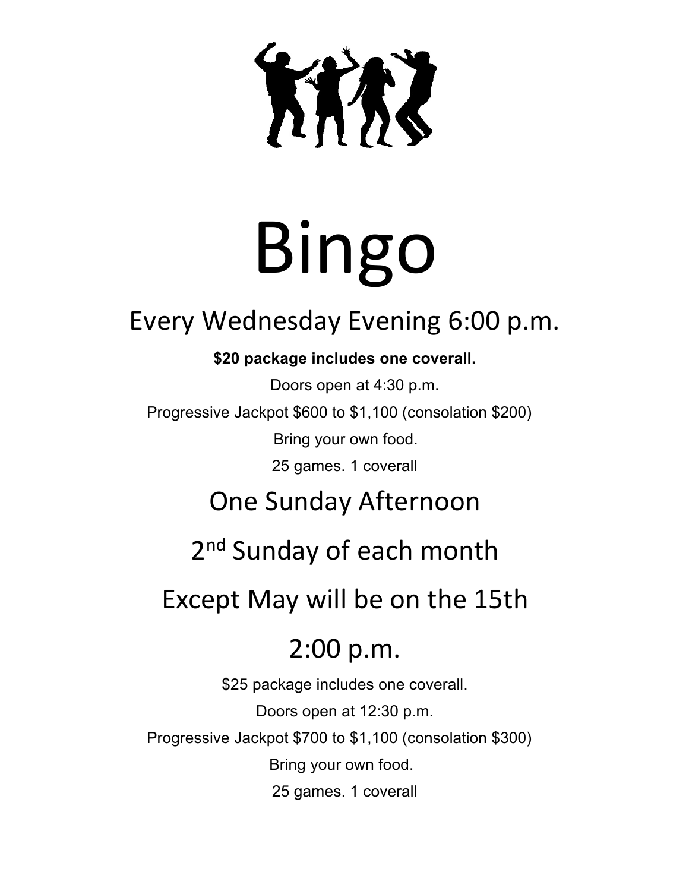# Bingo

## Every Wednesday Evening 6:00 p.m.

**$20 package includes one coverall.**

Doors open at 4:30 p.m.

Progressive Jackpot $600 to $1,100 (consolation $200)

Bring your own food.

25 games. 1 coverall

## One Sunday Afternoon

## 2nd Sunday of each month

## Except May will be on the 15th

## 2:00 p.m.

$25 package includes one coverall.

Doors open at 12:30 p.m.

Progressive Jackpot $700 to $1,100 (consolation $300)

Bring your own food.

25 games. 1 coverall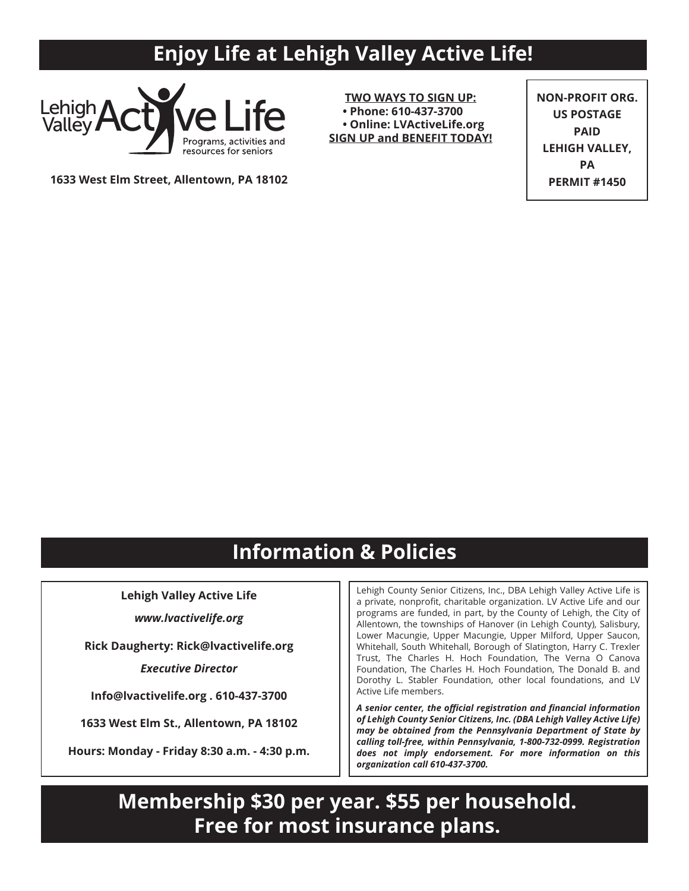# Enjoy Life at Lehigh Valley Active Life!

Lehigh Valley Active Life
Programs, activities and resources for seniors

**1633 West Elm Street, Allentown, PA 18102**

**TWO WAYS TO SIGN UP:**
- **Phone: 610-437-3700**
- **Online: LVActiveLife.org**

**SIGN UP and BENEFIT TODAY!**

**NON-PROFIT ORG.**
**US POSTAGE**
**PAID**
**LEHIGH VALLEY, PA**
**PERMIT #1450**

# Information & Policies

**Lehigh Valley Active Life**

***www.lvactivelife.org***

**Rick Daugherty: Rick@lvactivelife.org**

***Executive Director***

**Info@lvactivelife.org . 610-437-3700**

**1633 West Elm St., Allentown, PA 18102**

**Hours: Monday - Friday 8:30 a.m. - 4:30 p.m.**

Lehigh County Senior Citizens, Inc., DBA Lehigh Valley Active Life is a private, nonprofit, charitable organization. LV Active Life and our programs are funded, in part, by the County of Lehigh, the City of Allentown, the townships of Hanover (in Lehigh County), Salisbury, Lower Macungie, Upper Macungie, Upper Milford, Upper Saucon, Whitehall, South Whitehall, Borough of Slatington, Harry C. Trexler Trust, The Charles H. Hoch Foundation, The Verna O Canova Foundation, The Charles H. Hoch Foundation, The Donald B. and Dorothy L. Stabler Foundation, other local foundations, and LV Active Life members.

***A senior center, the official registration and financial information of Lehigh County Senior Citizens, Inc. (DBA Lehigh Valley Active Life) may be obtained from the Pennsylvania Department of State by calling toll-free, within Pennsylvania, 1-800-732-0999. Registration does not imply endorsement. For more information on this organization call 610-437-3700.***

**Membership $30 per year. $55 per household.**
**Free for most insurance plans.**